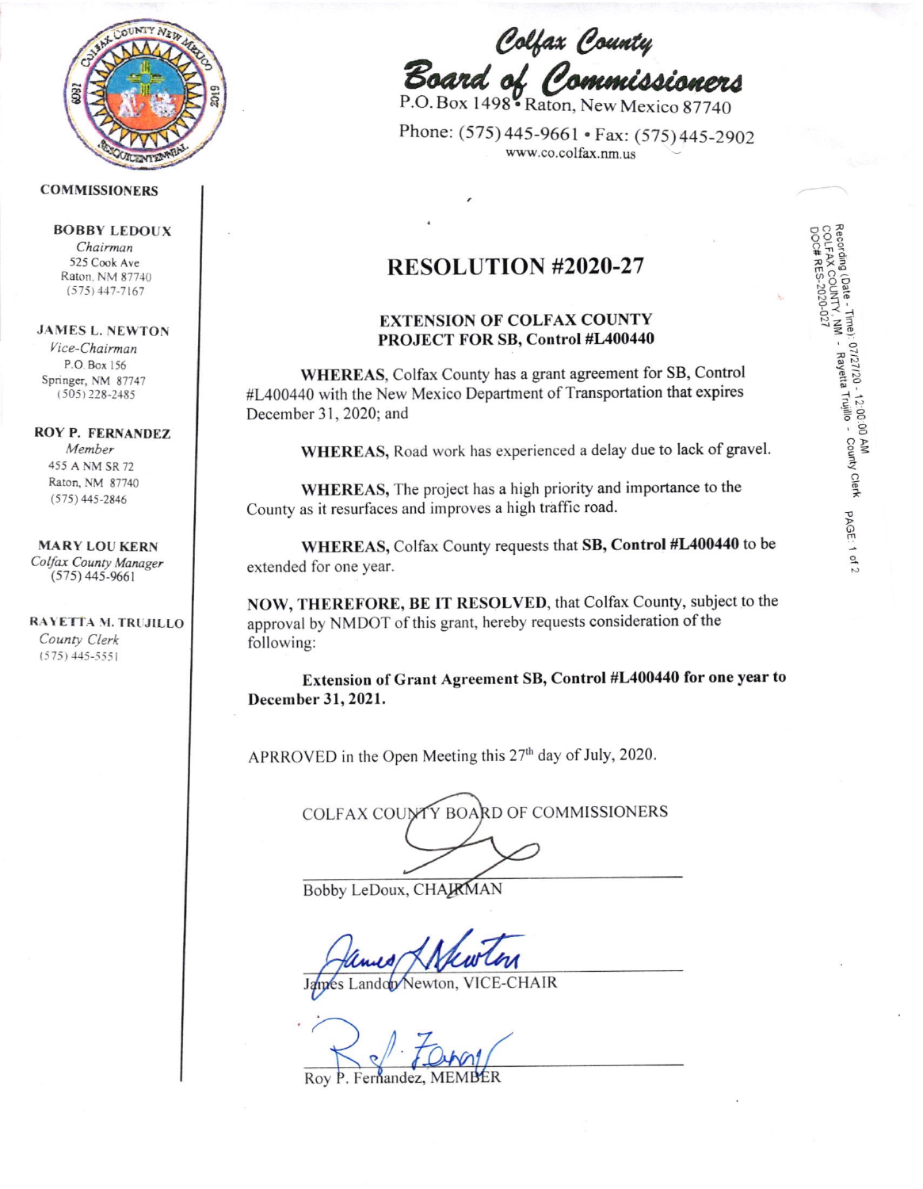**COMMISSIONERS**

**BOBBY LEDOUX**
*Chairman*
525 Cook Ave
Raton, NM 87740
(575) 447-7167

**JAMES L. NEWTON**
*Vice-Chairman*
P.O. Box 156
Springer, NM 87747
(505) 228-2485

**ROY P. FERNANDEZ**
*Member*
455 A NM SR 72
Raton, NM 87740
(575) 445-2846

**MARY LOU KERN**
*Colfax County Manager*
(575) 445-9661

**RAYETTA M. TRUJILLO**
*County Clerk*
(575) 445-5551

***Colfax County Board of Commissioners***

P.O. Box 1498 • Raton, New Mexico 87740

Phone: (575) 445-9661 • Fax: (575) 445-2902

www.co.colfax.nm.us

Recording (Date - Time): 07/27/20 - 12:00:00 AM
COLFAX COUNTY, NM - Rayetta Trujillo - County Clerk
DOC# RES-2020-027 PAGE: 1 of 2

# RESOLUTION #2020-27

## EXTENSION OF COLFAX COUNTY PROJECT FOR SB, Control #L400440

**WHEREAS**, Colfax County has a grant agreement for SB, Control #L400440 with the New Mexico Department of Transportation that expires December 31, 2020; and

**WHEREAS,** Road work has experienced a delay due to lack of gravel.

**WHEREAS,** The project has a high priority and importance to the County as it resurfaces and improves a high traffic road.

**WHEREAS,** Colfax County requests that **SB, Control #L400440** to be extended for one year.

**NOW, THEREFORE, BE IT RESOLVED**, that Colfax County, subject to the approval by NMDOT of this grant, hereby requests consideration of the following:

**Extension of Grant Agreement SB, Control #L400440 for one year to December 31, 2021.**

APRROVED in the Open Meeting this 27th day of July, 2020.

COLFAX COUNTY BOARD OF COMMISSIONERS

\_\_\_\_\_\_\_\_\_\_\_\_\_\_\_\_\_\_\_\_\_\_\_\_\_\_\_\_\_\_
Bobby LeDoux, CHAIRMAN

\_\_\_\_\_\_\_\_\_\_\_\_\_\_\_\_\_\_\_\_\_\_\_\_\_\_\_\_\_\_
James Landon Newton, VICE-CHAIR

\_\_\_\_\_\_\_\_\_\_\_\_\_\_\_\_\_\_\_\_\_\_\_\_\_\_\_\_\_\_
Roy P. Fernandez, MEMBER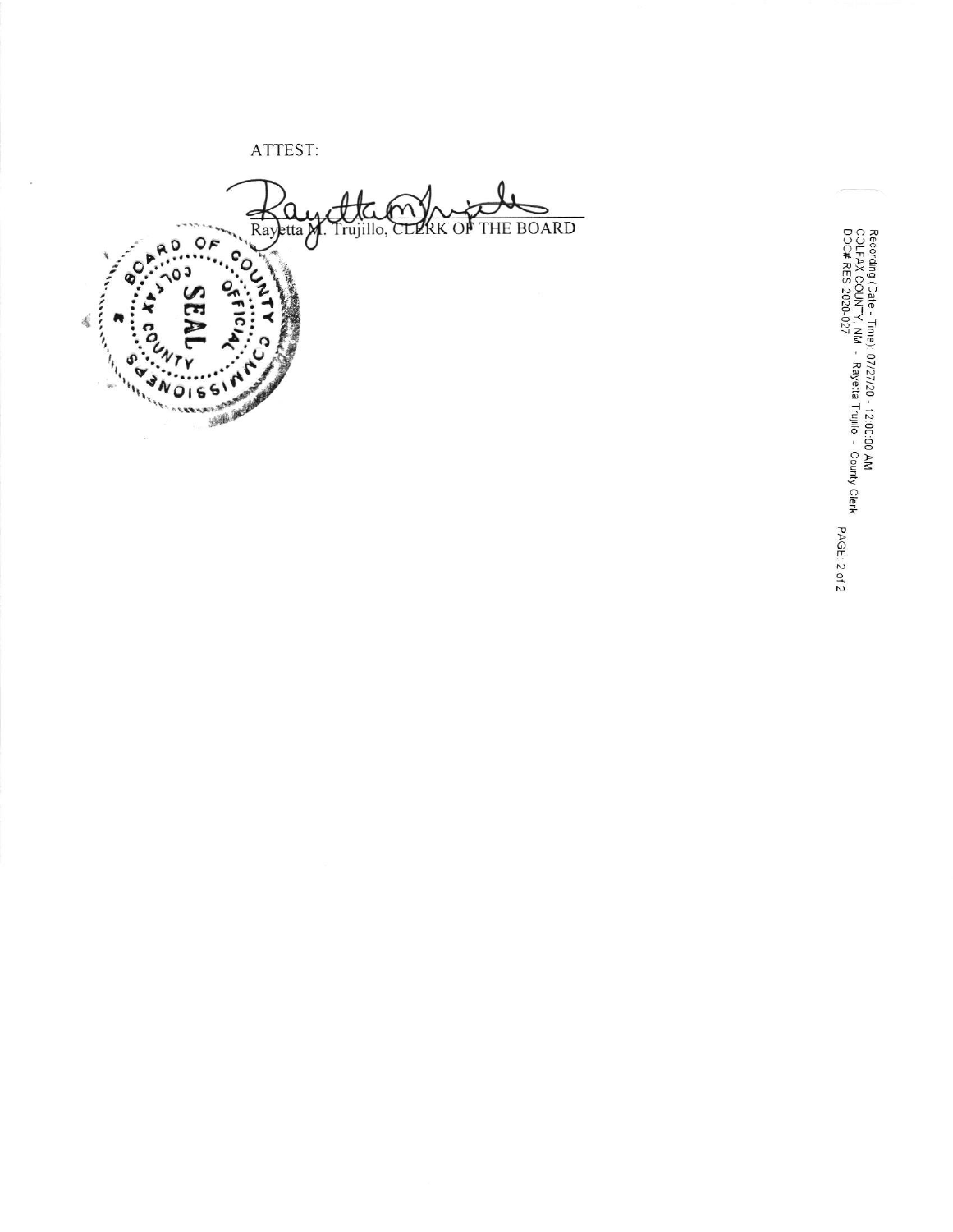ATTEST:

Rayetta M. Trujillo, CLERK OF THE BOARD

BOARD OF COUNTY COMMISSIONERS
COLFAX COUNTY
OFFICIAL
SEAL

Recording (Date - Time): 07/27/20 - 12:00:00 AM
COLFAX COUNTY, NM - Rayetta Trujillo - County Clerk
DOC# RES-2020-027